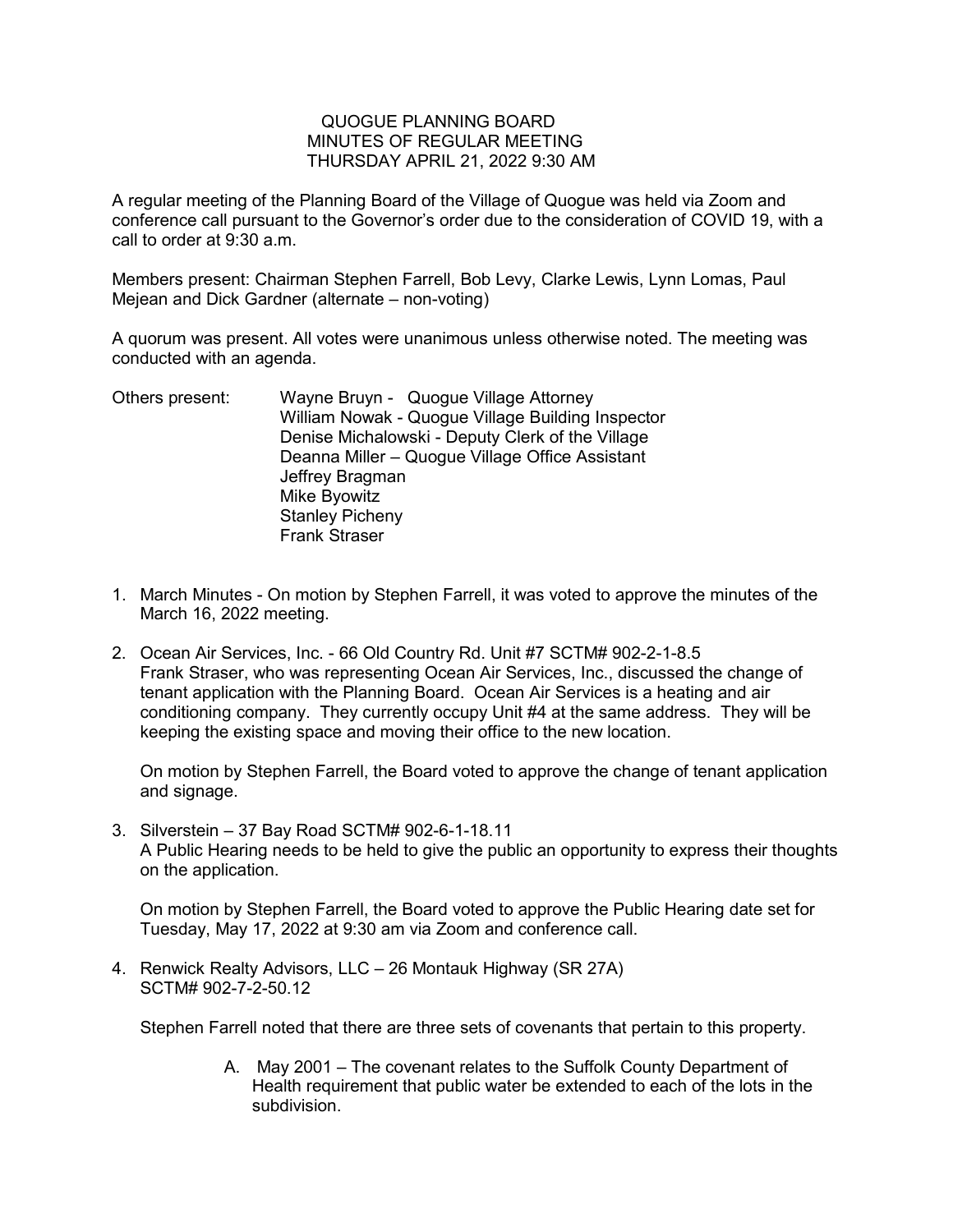# QUOGUE PLANNING BOARD
## MINUTES OF REGULAR MEETING
## THURSDAY APRIL 21, 2022 9:30 AM

A regular meeting of the Planning Board of the Village of Quogue was held via Zoom and conference call pursuant to the Governor's order due to the consideration of COVID 19, with a call to order at 9:30 a.m.

Members present: Chairman Stephen Farrell, Bob Levy, Clarke Lewis, Lynn Lomas, Paul Mejean and Dick Gardner (alternate – non-voting)

A quorum was present. All votes were unanimous unless otherwise noted. The meeting was conducted with an agenda.

Others present:
- Wayne Bruyn - Quogue Village Attorney
- William Nowak - Quogue Village Building Inspector
- Denise Michalowski - Deputy Clerk of the Village
- Deanna Miller – Quogue Village Office Assistant
- Jeffrey Bragman
- Mike Byowitz
- Stanley Picheny
- Frank Straser

1. March Minutes - On motion by Stephen Farrell, it was voted to approve the minutes of the March 16, 2022 meeting.

2. Ocean Air Services, Inc. - 66 Old Country Rd. Unit #7 SCTM# 902-2-1-8.5
   Frank Straser, who was representing Ocean Air Services, Inc., discussed the change of tenant application with the Planning Board. Ocean Air Services is a heating and air conditioning company. They currently occupy Unit #4 at the same address. They will be keeping the existing space and moving their office to the new location.

   On motion by Stephen Farrell, the Board voted to approve the change of tenant application and signage.

3. Silverstein – 37 Bay Road SCTM# 902-6-1-18.11
   A Public Hearing needs to be held to give the public an opportunity to express their thoughts on the application.

   On motion by Stephen Farrell, the Board voted to approve the Public Hearing date set for Tuesday, May 17, 2022 at 9:30 am via Zoom and conference call.

4. Renwick Realty Advisors, LLC – 26 Montauk Highway (SR 27A)
   SCTM# 902-7-2-50.12

   Stephen Farrell noted that there are three sets of covenants that pertain to this property.

   A. May 2001 – The covenant relates to the Suffolk County Department of Health requirement that public water be extended to each of the lots in the subdivision.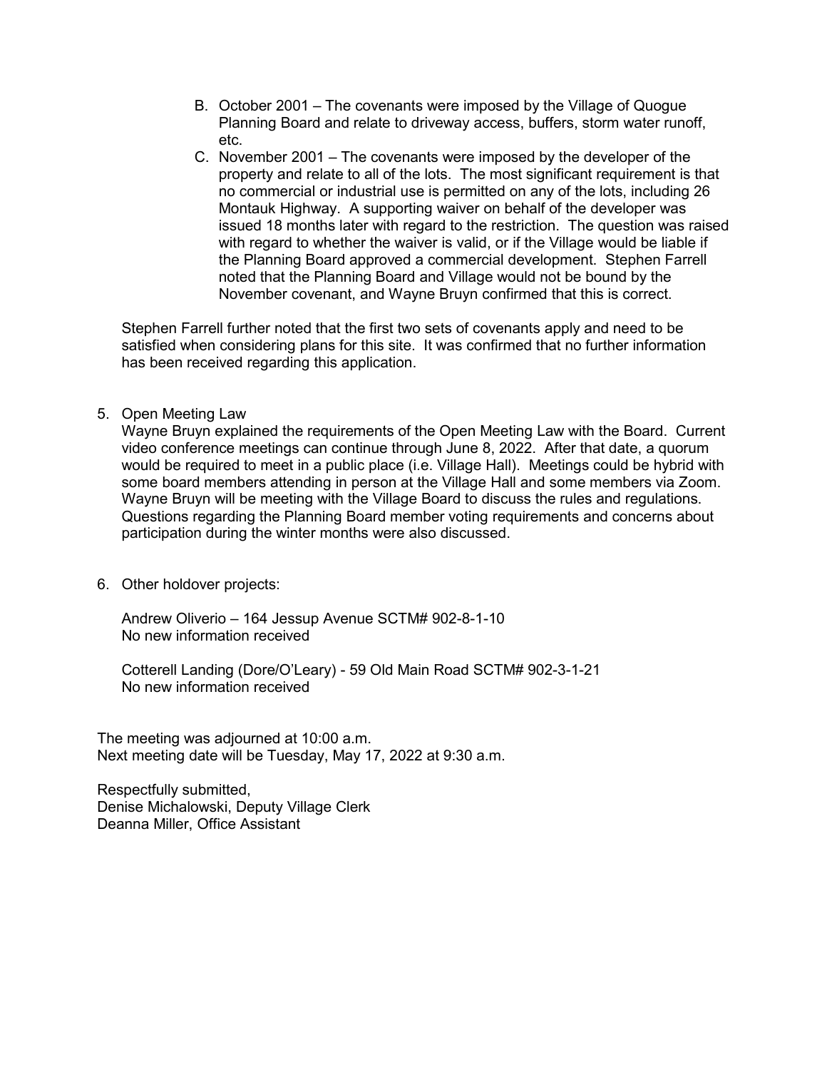B. October 2001 – The covenants were imposed by the Village of Quogue Planning Board and relate to driveway access, buffers, storm water runoff, etc.

C. November 2001 – The covenants were imposed by the developer of the property and relate to all of the lots. The most significant requirement is that no commercial or industrial use is permitted on any of the lots, including 26 Montauk Highway. A supporting waiver on behalf of the developer was issued 18 months later with regard to the restriction. The question was raised with regard to whether the waiver is valid, or if the Village would be liable if the Planning Board approved a commercial development. Stephen Farrell noted that the Planning Board and Village would not be bound by the November covenant, and Wayne Bruyn confirmed that this is correct.

Stephen Farrell further noted that the first two sets of covenants apply and need to be satisfied when considering plans for this site. It was confirmed that no further information has been received regarding this application.

5. Open Meeting Law

   Wayne Bruyn explained the requirements of the Open Meeting Law with the Board. Current video conference meetings can continue through June 8, 2022. After that date, a quorum would be required to meet in a public place (i.e. Village Hall). Meetings could be hybrid with some board members attending in person at the Village Hall and some members via Zoom. Wayne Bruyn will be meeting with the Village Board to discuss the rules and regulations. Questions regarding the Planning Board member voting requirements and concerns about participation during the winter months were also discussed.

6. Other holdover projects:

   Andrew Oliverio – 164 Jessup Avenue SCTM# 902-8-1-10
   No new information received

   Cotterell Landing (Dore/O'Leary) - 59 Old Main Road SCTM# 902-3-1-21
   No new information received

The meeting was adjourned at 10:00 a.m.
Next meeting date will be Tuesday, May 17, 2022 at 9:30 a.m.

Respectfully submitted,
Denise Michalowski, Deputy Village Clerk
Deanna Miller, Office Assistant